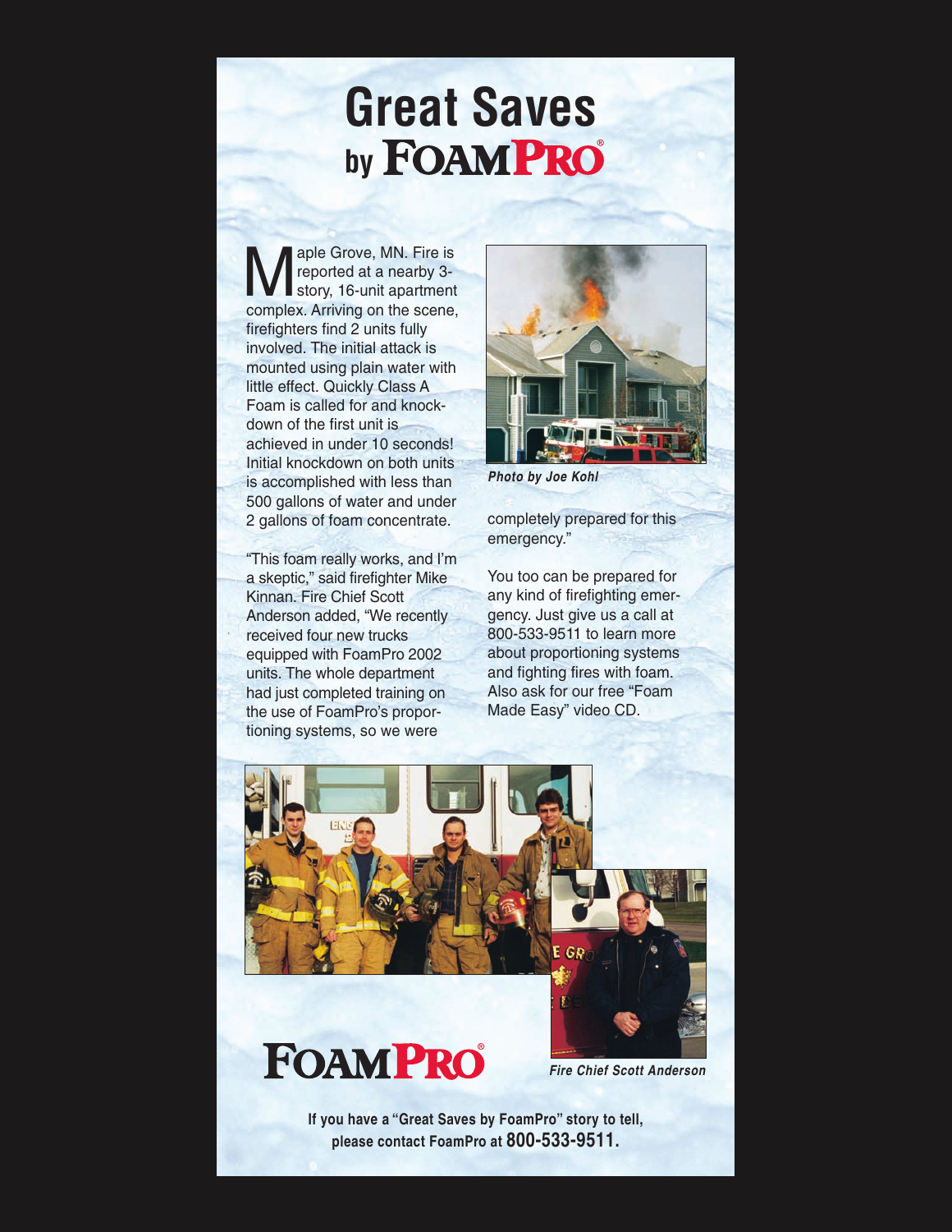# Great Saves by FOAMPRO

Maple Grove, MN. Fire is reported at a nearby 3-story, 16-unit apartment complex. Arriving on the scene, firefighters find 2 units fully involved. The initial attack is mounted using plain water with little effect. Quickly Class A Foam is called for and knock-down of the first unit is achieved in under 10 seconds! Initial knockdown on both units is accomplished with less than 500 gallons of water and under 2 gallons of foam concentrate.

"This foam really works, and I'm a skeptic," said firefighter Mike Kinnan. Fire Chief Scott Anderson added, "We recently received four new trucks equipped with FoamPro 2002 units. The whole department had just completed training on the use of FoamPro's proportioning systems, so we were completely prepared for this emergency."

***Photo by Joe Kohl***

You too can be prepared for any kind of firefighting emergency. Just give us a call at 800-533-9511 to learn more about proportioning systems and fighting fires with foam. Also ask for our free "Foam Made Easy" video CD.

***Fire Chief Scott Anderson***

FOAMPRO®

**If you have a "Great Saves by FoamPro" story to tell, please contact FoamPro at 800-533-9511.**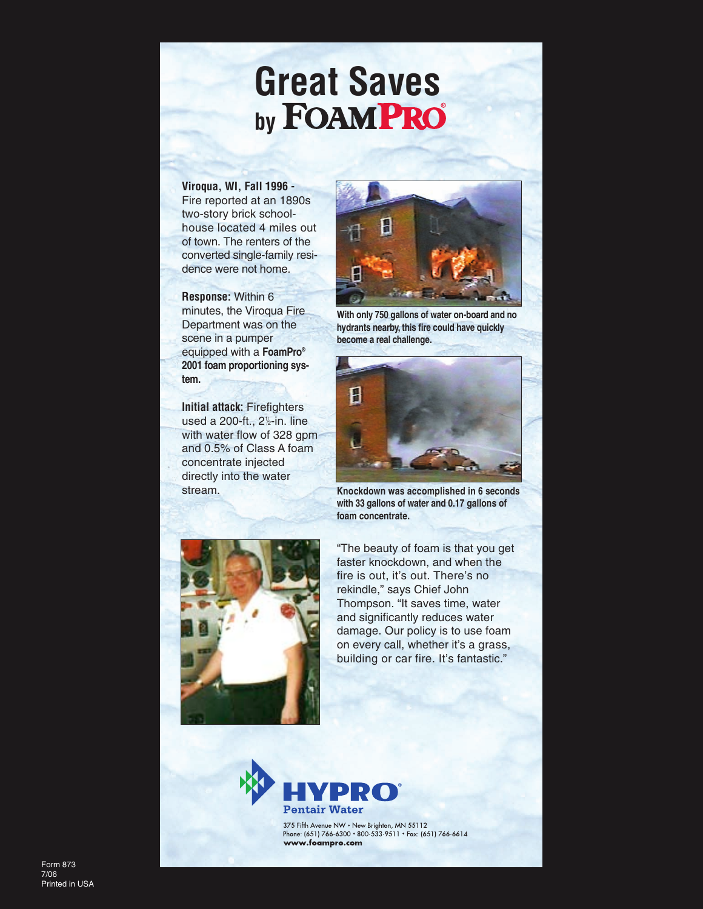# Great Saves by FOAMPRO®

**Viroqua, WI, Fall 1996 -** Fire reported at an 1890s two-story brick schoolhouse located 4 miles out of town. The renters of the converted single-family residence were not home.

**Response:** Within 6 minutes, the Viroqua Fire Department was on the scene in a pumper equipped with a **FoamPro® 2001 foam proportioning system.**

**Initial attack:** Firefighters used a 200-ft., 2½-in. line with water flow of 328 gpm and 0.5% of Class A foam concentrate injected directly into the water stream.

**With only 750 gallons of water on-board and no hydrants nearby, this fire could have quickly become a real challenge.**

**Knockdown was accomplished in 6 seconds with 33 gallons of water and 0.17 gallons of foam concentrate.**

"The beauty of foam is that you get faster knockdown, and when the fire is out, it's out. There's no rekindle," says Chief John Thompson. "It saves time, water and significantly reduces water damage. Our policy is to use foam on every call, whether it's a grass, building or car fire. It's fantastic."

**HYPRO®**
**Pentair Water**

375 Fifth Avenue NW • New Brighton, MN 55112
Phone: (651) 766-6300 • 800-533-9511 • Fax: (651) 766-6614
**www.foampro.com**

Form 873
7/06
Printed in USA